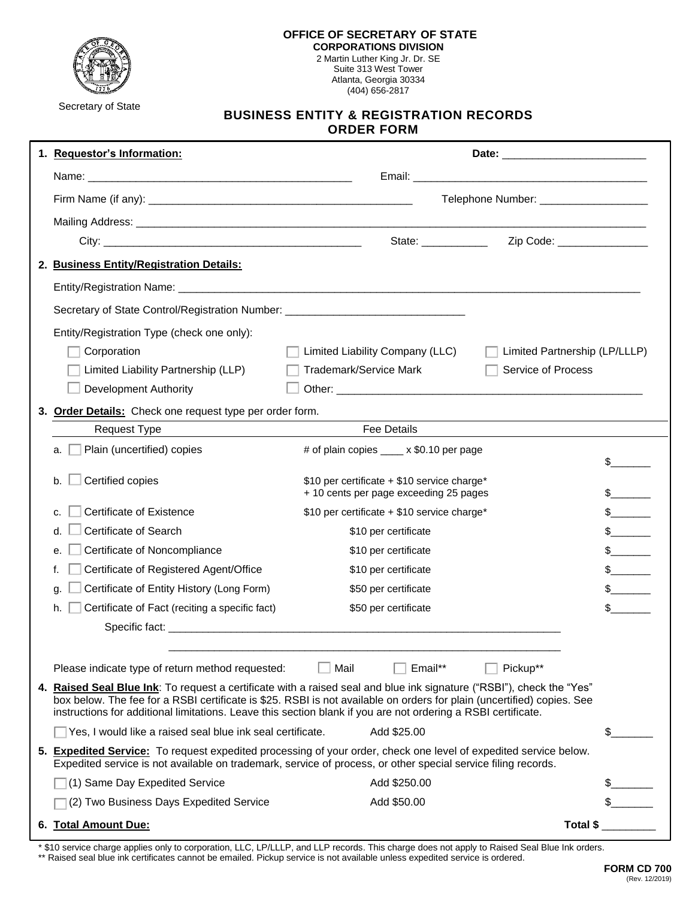**OFFICE OF SECRETARY OF STATE**
**CORPORATIONS DIVISION**
2 Martin Luther King Jr. Dr. SE
Suite 313 West Tower
Atlanta, Georgia 30334
(404) 656-2817

Secretary of State

# BUSINESS ENTITY & REGISTRATION RECORDS ORDER FORM

**1. Requestor's Information:** Date: ________________________

Name: ____________________________________________ Email: ________________________________________

Firm Name (if any): ____________________________________________ Telephone Number: __________________

Mailing Address: ____________________________________________________________________________________

City: ____________________________________________ State: ___________ Zip Code: _______________

**2. Business Entity/Registration Details:**

Entity/Registration Name: ____________________________________________________________________________

Secretary of State Control/Registration Number: ______________________________

Entity/Registration Type (check one only):

- ☐ Corporation
- ☐ Limited Liability Company (LLC)
- ☐ Limited Partnership (LP/LLLP)
- ☐ Limited Liability Partnership (LLP)
- ☐ Trademark/Service Mark
- ☐ Service of Process
- ☐ Development Authority
- ☐ Other: __________________________________________________

**3. Order Details:** Check one request type per order form.

| Request Type | Fee Details | |
|---|---|---|
| a. ☐ Plain (uncertified) copies | # of plain copies ____ x $0.10 per page | $_______ |
| b. ☐ Certified copies | $10 per certificate + $10 service charge* + 10 cents per page exceeding 25 pages | $_______ |
| c. ☐ Certificate of Existence | $10 per certificate + $10 service charge* | $_______ |
| d. ☐ Certificate of Search | $10 per certificate | $_______ |
| e. ☐ Certificate of Noncompliance | $10 per certificate | $_______ |
| f. ☐ Certificate of Registered Agent/Office | $10 per certificate | $_______ |
| g. ☐ Certificate of Entity History (Long Form) | $50 per certificate | $_______ |
| h. ☐ Certificate of Fact (reciting a specific fact) | $50 per certificate | $_______ |

Specific fact: ____________________________________________________________________

____________________________________________________________________

Please indicate type of return method requested: ☐ Mail ☐ Email** ☐ Pickup**

**4. Raised Seal Blue Ink**: To request a certificate with a raised seal and blue ink signature ("RSBI"), check the "Yes" box below. The fee for a RSBI certificate is $25. RSBI is not available on orders for plain (uncertified) copies. See instructions for additional limitations. Leave this section blank if you are not ordering a RSBI certificate.

☐ Yes, I would like a raised seal blue ink seal certificate. Add $25.00 $_______

**5. Expedited Service:** To request expedited processing of your order, check one level of expedited service below. Expedited service is not available on trademark, service of process, or other special service filing records.

☐ (1) Same Day Expedited Service Add $250.00 $_______

☐ (2) Two Business Days Expedited Service Add $50.00 $_______

**6. Total Amount Due:** Total $ _________

\* $10 service charge applies only to corporation, LLC, LP/LLLP, and LLP records. This charge does not apply to Raised Seal Blue Ink orders.
\*\* Raised seal blue ink certificates cannot be emailed. Pickup service is not available unless expedited service is ordered.

**FORM CD 700**
(Rev. 12/2019)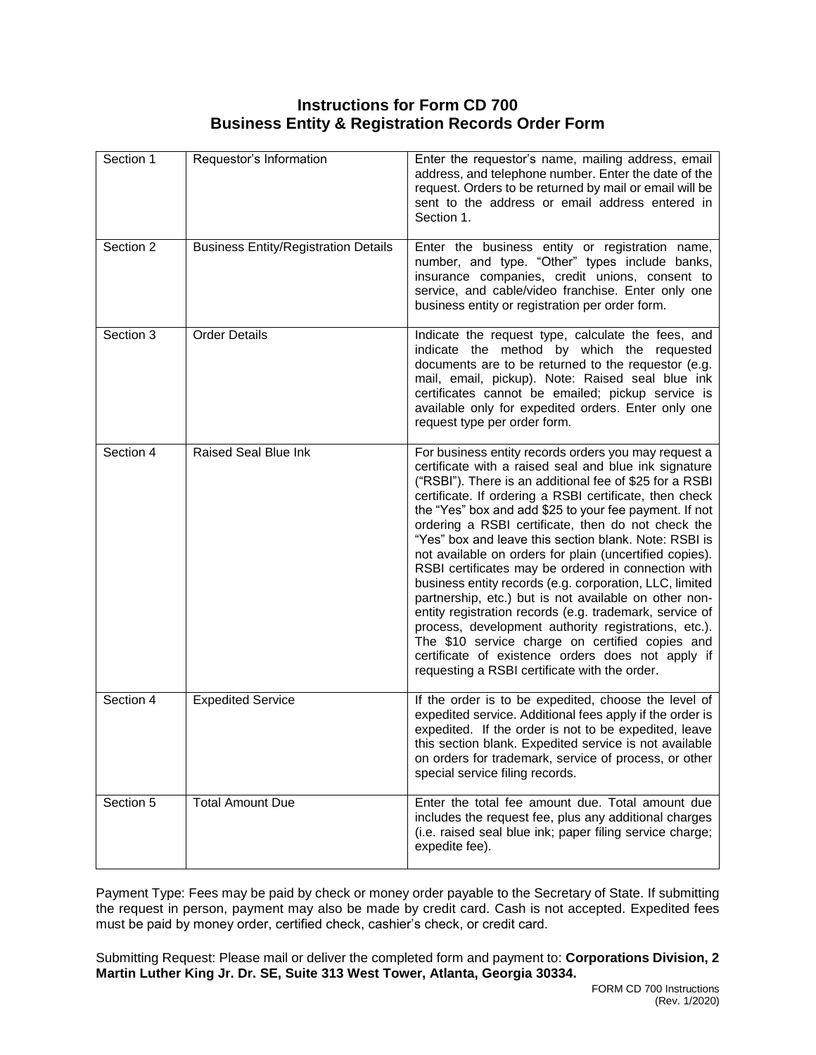# Instructions for Form CD 700
## Business Entity & Registration Records Order Form

| | | |
|---|---|---|
| Section 1 | Requestor's Information | Enter the requestor's name, mailing address, email address, and telephone number. Enter the date of the request. Orders to be returned by mail or email will be sent to the address or email address entered in Section 1. |
| Section 2 | Business Entity/Registration Details | Enter the business entity or registration name, number, and type. "Other" types include banks, insurance companies, credit unions, consent to service, and cable/video franchise. Enter only one business entity or registration per order form. |
| Section 3 | Order Details | Indicate the request type, calculate the fees, and indicate the method by which the requested documents are to be returned to the requestor (e.g. mail, email, pickup). Note: Raised seal blue ink certificates cannot be emailed; pickup service is available only for expedited orders. Enter only one request type per order form. |
| Section 4 | Raised Seal Blue Ink | For business entity records orders you may request a certificate with a raised seal and blue ink signature ("RSBI"). There is an additional fee of $25 for a RSBI certificate. If ordering a RSBI certificate, then check the "Yes" box and add $25 to your fee payment. If not ordering a RSBI certificate, then do not check the "Yes" box and leave this section blank. Note: RSBI is not available on orders for plain (uncertified copies). RSBI certificates may be ordered in connection with business entity records (e.g. corporation, LLC, limited partnership, etc.) but is not available on other non-entity registration records (e.g. trademark, service of process, development authority registrations, etc.). The $10 service charge on certified copies and certificate of existence orders does not apply if requesting a RSBI certificate with the order. |
| Section 4 | Expedited Service | If the order is to be expedited, choose the level of expedited service. Additional fees apply if the order is expedited. If the order is not to be expedited, leave this section blank. Expedited service is not available on orders for trademark, service of process, or other special service filing records. |
| Section 5 | Total Amount Due | Enter the total fee amount due. Total amount due includes the request fee, plus any additional charges (i.e. raised seal blue ink; paper filing service charge; expedite fee). |

Payment Type: Fees may be paid by check or money order payable to the Secretary of State. If submitting the request in person, payment may also be made by credit card. Cash is not accepted. Expedited fees must be paid by money order, certified check, cashier's check, or credit card.

Submitting Request: Please mail or deliver the completed form and payment to: **Corporations Division, 2 Martin Luther King Jr. Dr. SE, Suite 313 West Tower, Atlanta, Georgia 30334.**

FORM CD 700 Instructions (Rev. 1/2020)